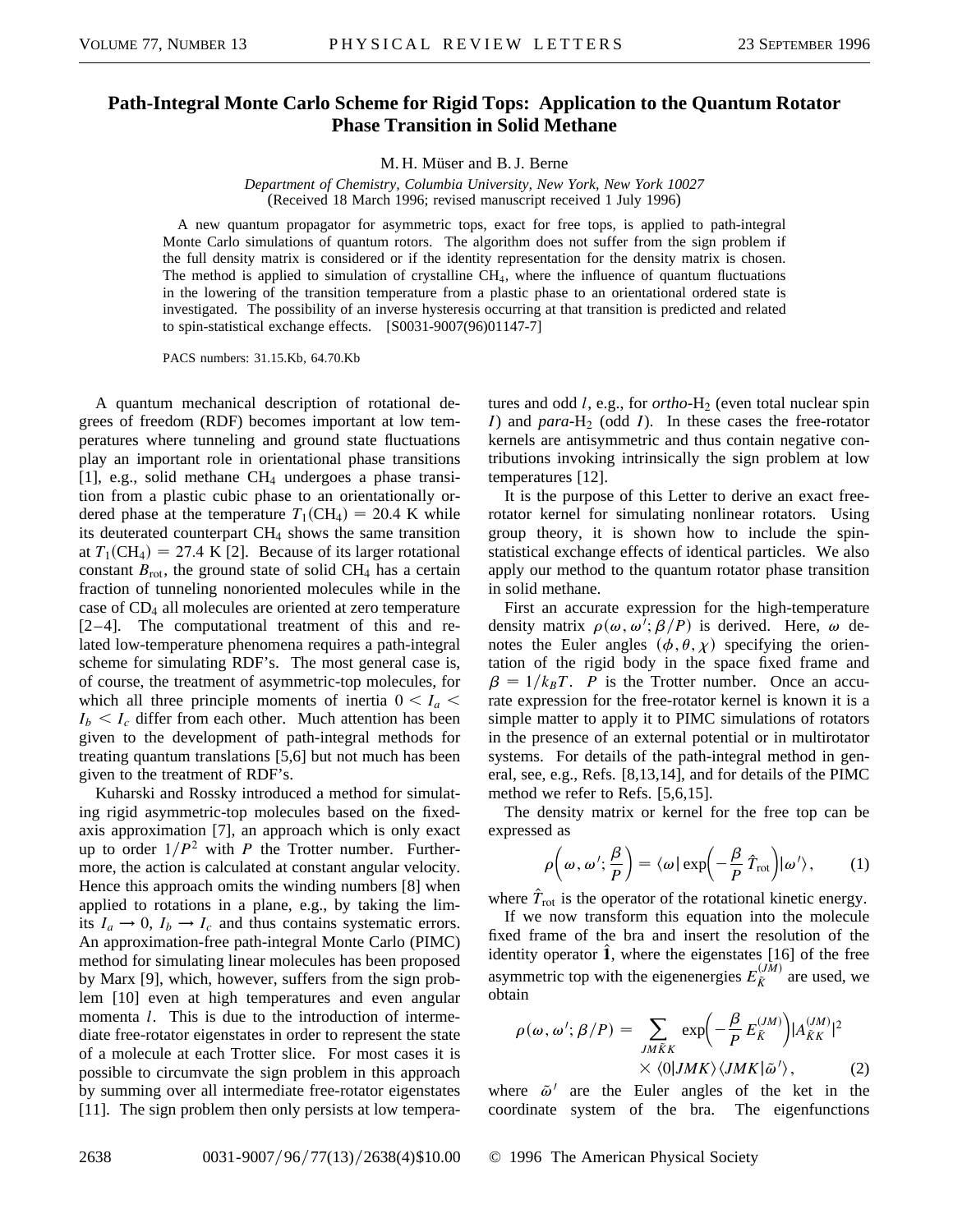# Path-Integral Monte Carlo Scheme for Rigid Tops: Application to the Quantum Rotator Phase Transition in Solid Methane

M. H. Müser and B. J. Berne

*Department of Chemistry, Columbia University, New York, New York 10027*
(Received 18 March 1996; revised manuscript received 1 July 1996)

A new quantum propagator for asymmetric tops, exact for free tops, is applied to path-integral Monte Carlo simulations of quantum rotors. The algorithm does not suffer from the sign problem if the full density matrix is considered or if the identity representation for the density matrix is chosen. The method is applied to simulation of crystalline $CH_4$, where the influence of quantum fluctuations in the lowering of the transition temperature from a plastic phase to an orientational ordered state is investigated. The possibility of an inverse hysteresis occurring at that transition is predicted and related to spin-statistical exchange effects. [S0031-9007(96)01147-7]

PACS numbers: 31.15.Kb, 64.70.Kb

A quantum mechanical description of rotational degrees of freedom (RDF) becomes important at low temperatures where tunneling and ground state fluctuations play an important role in orientational phase transitions [1], e.g., solid methane $CH_4$ undergoes a phase transition from a plastic cubic phase to an orientationally ordered phase at the temperature $T_1(CH_4) = 20.4$ K while its deuterated counterpart $CH_4$ shows the same transition at $T_1(CH_4) = 27.4$ K [2]. Because of its larger rotational constant $B_{\text{rot}}$, the ground state of solid $CH_4$ has a certain fraction of tunneling nonoriented molecules while in the case of $CD_4$ all molecules are oriented at zero temperature [2–4]. The computational treatment of this and related low-temperature phenomena requires a path-integral scheme for simulating RDF's. The most general case is, of course, the treatment of asymmetric-top molecules, for which all three principle moments of inertia $0 < I_a < I_b < I_c$ differ from each other. Much attention has been given to the development of path-integral methods for treating quantum translations [5,6] but not much has been given to the treatment of RDF's.

Kuharski and Rossky introduced a method for simulating rigid asymmetric-top molecules based on the fixed-axis approximation [7], an approach which is only exact up to order $1/P^2$ with $P$ the Trotter number. Furthermore, the action is calculated at constant angular velocity. Hence this approach omits the winding numbers [8] when applied to rotations in a plane, e.g., by taking the limits $I_a \to 0$, $I_b \to I_c$ and thus contains systematic errors. An approximation-free path-integral Monte Carlo (PIMC) method for simulating linear molecules has been proposed by Marx [9], which, however, suffers from the sign problem [10] even at high temperatures and even angular momenta $l$. This is due to the introduction of intermediate free-rotator eigenstates in order to represent the state of a molecule at each Trotter slice. For most cases it is possible to circumvate the sign problem in this approach by summing over all intermediate free-rotator eigenstates [11]. The sign problem then only persists at low temperatures and odd $l$, e.g., for *ortho*-$H_2$ (even total nuclear spin $I$) and *para*-$H_2$ (odd $I$). In these cases the free-rotator kernels are antisymmetric and thus contain negative contributions invoking intrinsically the sign problem at low temperatures [12].

It is the purpose of this Letter to derive an exact free-rotator kernel for simulating nonlinear rotators. Using group theory, it is shown how to include the spin-statistical exchange effects of identical particles. We also apply our method to the quantum rotator phase transition in solid methane.

First an accurate expression for the high-temperature density matrix $\rho(\omega, \omega'; \beta/P)$ is derived. Here, $\omega$ denotes the Euler angles $(\phi, \theta, \chi)$ specifying the orientation of the rigid body in the space fixed frame and $\beta = 1/k_B T$. $P$ is the Trotter number. Once an accurate expression for the free-rotator kernel is known it is a simple matter to apply it to PIMC simulations of rotators in the presence of an external potential or in multirotator systems. For details of the path-integral method in general, see, e.g., Refs. [8,13,14], and for details of the PIMC method we refer to Refs. [5,6,15].

The density matrix or kernel for the free top can be expressed as

$$\rho\left(\omega, \omega'; \frac{\beta}{P}\right) = \langle \omega | \exp\left(-\frac{\beta}{P}\hat{T}_{\text{rot}}\right) | \omega' \rangle, \tag{1}$$

where $\hat{T}_{\text{rot}}$ is the operator of the rotational kinetic energy.

If we now transform this equation into the molecule fixed frame of the bra and insert the resolution of the identity operator $\hat{\mathbf{1}}$, where the eigenstates [16] of the free asymmetric top with the eigenenergies $E_{\tilde{K}}^{(JM)}$ are used, we obtain

$$\rho(\omega, \omega'; \beta/P) = \sum_{JM\tilde{K}K} \exp\left(-\frac{\beta}{P} E_{\tilde{K}}^{(JM)}\right) |A_{\tilde{K}K}^{(JM)}|^2 \times \langle 0 | JMK \rangle \langle JMK | \tilde{\omega}' \rangle, \tag{2}$$

where $\tilde{\omega}'$ are the Euler angles of the ket in the coordinate system of the bra. The eigenfunctions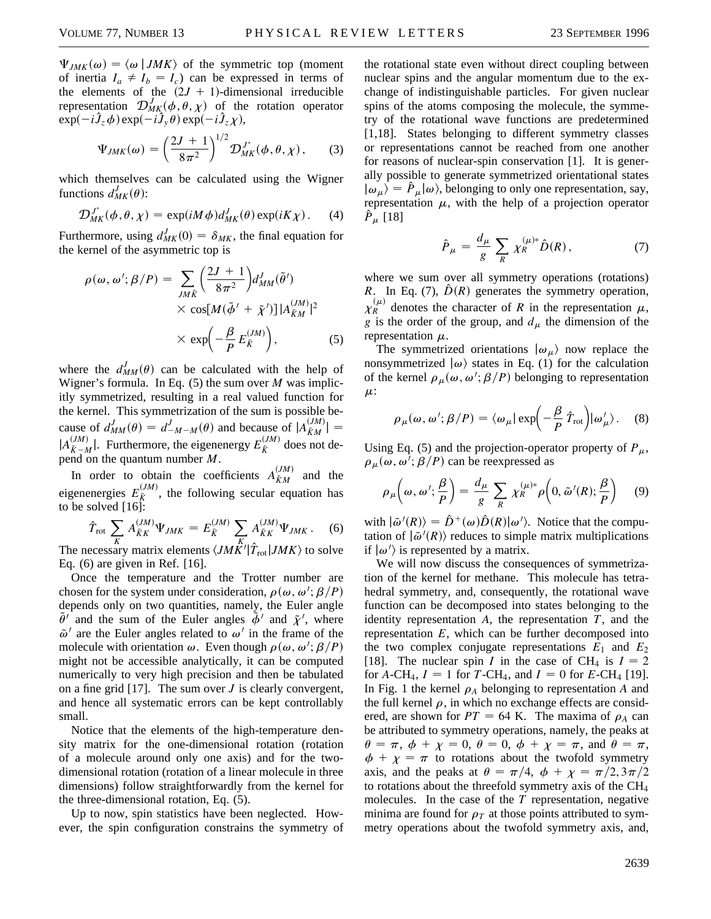$\Psi_{JMK}(\omega) = \langle \omega \,|\, JMK \rangle$ of the symmetric top (moment of inertia $I_a \neq I_b = I_c$) can be expressed in terms of the elements of the $(2J+1)$-dimensional irreducible representation $\mathcal{D}^J_{MK}(\phi, \theta, \chi)$ of the rotation operator $\exp(-i\hat{J}_z\phi)\exp(-i\hat{J}_y\theta)\exp(-i\hat{J}_z\chi)$,

$$\Psi_{JMK}(\omega) = \left(\frac{2J+1}{8\pi^2}\right)^{1/2} \mathcal{D}^{J^*}_{MK}(\phi, \theta, \chi), \tag{3}$$

which themselves can be calculated using the Wigner functions $d^J_{MK}(\theta)$:

$$\mathcal{D}^{J^*}_{MK}(\phi, \theta, \chi) = \exp(iM\phi)\, d^J_{MK}(\theta) \exp(iK\chi). \tag{4}$$

Furthermore, using $d^J_{MK}(0) = \delta_{MK}$, the final equation for the kernel of the asymmetric top is

$$\begin{aligned}\rho(\omega, \omega'; \beta/P) = \sum_{JM\tilde{K}} &\left(\frac{2J+1}{8\pi^2}\right) d^J_{MM}(\tilde{\theta}') \\ &\times \cos[M(\tilde{\phi}' + \tilde{\chi}')]\, |A^{(JM)}_{\tilde{K}M}|^2 \\ &\times \exp\!\left(-\frac{\beta}{P} E^{(JM)}_{\tilde{K}}\right),\end{aligned} \tag{5}$$

where the $d^J_{MM}(\theta)$ can be calculated with the help of Wigner's formula. In Eq. (5) the sum over $M$ was implicitly symmetrized, resulting in a real valued function for the kernel. This symmetrization of the sum is possible because of $d^J_{MM}(\theta) = d^J_{-M-M}(\theta)$ and because of $|A^{(JM)}_{\tilde{K}M}| = |A^{(JM)}_{\tilde{K}-M}|$. Furthermore, the eigenenergy $E^{(JM)}_{\tilde{K}}$ does not depend on the quantum number $M$.

In order to obtain the coefficients $A^{(JM)}_{\tilde{K}M}$ and the eigenenergies $E^{(JM)}_{\tilde{K}}$, the following secular equation has to be solved [16]:

$$\hat{T}_{\mathrm{rot}} \sum_K A^{(JM)}_{\tilde{K}K} \Psi_{JMK} = E^{(JM)}_{\tilde{K}} \sum_K A^{(JM)}_{\tilde{K}K} \Psi_{JMK}. \tag{6}$$

The necessary matrix elements $\langle JMK' | \hat{T}_{\mathrm{rot}} | JMK \rangle$ to solve Eq. (6) are given in Ref. [16].

Once the temperature and the Trotter number are chosen for the system under consideration, $\rho(\omega, \omega'; \beta/P)$ depends only on two quantities, namely, the Euler angle $\tilde{\theta}'$ and the sum of the Euler angles $\tilde{\phi}'$ and $\tilde{\chi}'$, where $\tilde{\omega}'$ are the Euler angles related to $\omega'$ in the frame of the molecule with orientation $\omega$. Even though $\rho(\omega, \omega'; \beta/P)$ might not be accessible analytically, it can be computed numerically to very high precision and then be tabulated on a fine grid [17]. The sum over $J$ is clearly convergent, and hence all systematic errors can be kept controllably small.

Notice that the elements of the high-temperature density matrix for the one-dimensional rotation (rotation of a molecule around only one axis) and for the two-dimensional rotation (rotation of a linear molecule in three dimensions) follow straightforwardly from the kernel for the three-dimensional rotation, Eq. (5).

Up to now, spin statistics have been neglected. However, the spin configuration constrains the symmetry of the rotational state even without direct coupling between nuclear spins and the angular momentum due to the exchange of indistinguishable particles. For given nuclear spins of the atoms composing the molecule, the symmetry of the rotational wave functions are predetermined [1,18]. States belonging to different symmetry classes or representations cannot be reached from one another for reasons of nuclear-spin conservation [1]. It is generally possible to generate symmetrized orientational states $|\omega_\mu\rangle = \hat{P}_\mu|\omega\rangle$, belonging to only one representation, say, representation $\mu$, with the help of a projection operator $\hat{P}_\mu$ [18]

$$\hat{P}_\mu = \frac{d_\mu}{g} \sum_R \chi^{(\mu)*}_R \hat{D}(R), \tag{7}$$

where we sum over all symmetry operations (rotations) $R$. In Eq. (7), $\hat{D}(R)$ generates the symmetry operation, $\chi^{(\mu)}_R$ denotes the character of $R$ in the representation $\mu$, $g$ is the order of the group, and $d_\mu$ the dimension of the representation $\mu$.

The symmetrized orientations $|\omega_\mu\rangle$ now replace the nonsymmetrized $|\omega\rangle$ states in Eq. (1) for the calculation of the kernel $\rho_\mu(\omega, \omega'; \beta/P)$ belonging to representation $\mu$:

$$\rho_\mu(\omega, \omega'; \beta/P) = \langle \omega_\mu | \exp\!\left(-\frac{\beta}{P}\hat{T}_{\mathrm{rot}}\right) | \omega'_\mu \rangle. \tag{8}$$

Using Eq. (5) and the projection-operator property of $P_\mu$, $\rho_\mu(\omega, \omega'; \beta/P)$ can be reexpressed as

$$\rho_\mu\!\left(\omega, \omega'; \frac{\beta}{P}\right) = \frac{d_\mu}{g} \sum_R \chi^{(\mu)*}_R \rho\!\left(0, \tilde{\omega}'(R); \frac{\beta}{P}\right) \tag{9}$$

with $|\tilde{\omega}'(R)\rangle = \hat{D}^+(\omega)\hat{D}(R)|\omega'\rangle$. Notice that the computation of $|\tilde{\omega}'(R)\rangle$ reduces to simple matrix multiplications if $|\omega'\rangle$ is represented by a matrix.

We will now discuss the consequences of symmetrization of the kernel for methane. This molecule has tetrahedral symmetry, and, consequently, the rotational wave function can be decomposed into states belonging to the identity representation $A$, the representation $T$, and the representation $E$, which can be further decomposed into the two complex conjugate representations $E_1$ and $E_2$ [18]. The nuclear spin $I$ in the case of $CH_4$ is $I = 2$ for $A$-$CH_4$, $I = 1$ for $T$-$CH_4$, and $I = 0$ for $E$-$CH_4$ [19]. In Fig. 1 the kernel $\rho_A$ belonging to representation $A$ and the full kernel $\rho$, in which no exchange effects are considered, are shown for $PT = 64$ K. The maxima of $\rho_A$ can be attributed to symmetry operations, namely, the peaks at $\theta = \pi$, $\phi + \chi = 0$, $\theta = 0$, $\phi + \chi = \pi$, and $\theta = \pi$, $\phi + \chi = \pi$ to rotations about the twofold symmetry axis, and the peaks at $\theta = \pi/4$, $\phi + \chi = \pi/2, 3\pi/2$ to rotations about the threefold symmetry axis of the $CH_4$ molecules. In the case of the $T$ representation, negative minima are found for $\rho_T$ at those points attributed to symmetry operations about the twofold symmetry axis, and,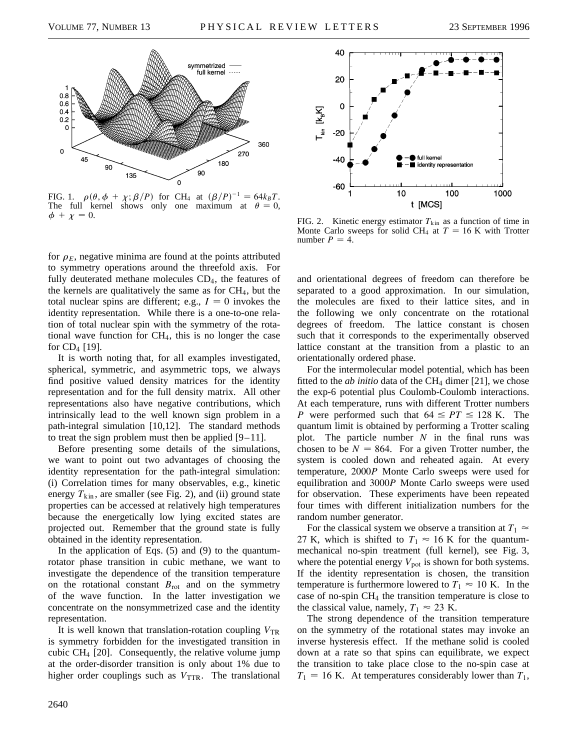FIG. 1. $\rho(\theta, \phi + \chi; \beta/P)$ for $CH_4$ at $(\beta/P)^{-1} = 64 k_B T$. The full kernel shows only one maximum at $\theta = 0$, $\phi + \chi = 0$.

FIG. 2. Kinetic energy estimator $T_{kin}$ as a function of time in Monte Carlo sweeps for solid $CH_4$ at $T = 16$ K with Trotter number $P = 4$.

for $\rho_E$, negative minima are found at the points attributed to symmetry operations around the threefold axis. For fully deuterated methane molecules $CD_4$, the features of the kernels are qualitatively the same as for $CH_4$, but the total nuclear spins are different; e.g., $I = 0$ invokes the identity representation. While there is a one-to-one relation of total nuclear spin with the symmetry of the rotational wave function for $CH_4$, this is no longer the case for $CD_4$ [19].

It is worth noting that, for all examples investigated, spherical, symmetric, and asymmetric tops, we always find positive valued density matrices for the identity representation and for the full density matrix. All other representations also have negative contributions, which intrinsically lead to the well known sign problem in a path-integral simulation [10,12]. The standard methods to treat the sign problem must then be applied [9–11].

Before presenting some details of the simulations, we want to point out two advantages of choosing the identity representation for the path-integral simulation: (i) Correlation times for many observables, e.g., kinetic energy $T_{kin}$, are smaller (see Fig. 2), and (ii) ground state properties can be accessed at relatively high temperatures because the energetically low lying excited states are projected out. Remember that the ground state is fully obtained in the identity representation.

In the application of Eqs. (5) and (9) to the quantum-rotator phase transition in cubic methane, we want to investigate the dependence of the transition temperature on the rotational constant $B_{rot}$ and on the symmetry of the wave function. In the latter investigation we concentrate on the nonsymmetrized case and the identity representation.

It is well known that translation-rotation coupling $V_{TR}$ is symmetry forbidden for the investigated transition in cubic $CH_4$ [20]. Consequently, the relative volume jump at the order-disorder transition is only about 1% due to higher order couplings such as $V_{TTR}$. The translational and orientational degrees of freedom can therefore be separated to a good approximation. In our simulation, the molecules are fixed to their lattice sites, and in the following we only concentrate on the rotational degrees of freedom. The lattice constant is chosen such that it corresponds to the experimentally observed lattice constant at the transition from a plastic to an orientationally ordered phase.

For the intermolecular model potential, which has been fitted to the *ab initio* data of the $CH_4$ dimer [21], we chose the exp-6 potential plus Coulomb-Coulomb interactions. At each temperature, runs with different Trotter numbers $P$ were performed such that $64 \leq PT \leq 128$ K. The quantum limit is obtained by performing a Trotter scaling plot. The particle number $N$ in the final runs was chosen to be $N = 864$. For a given Trotter number, the system is cooled down and reheated again. At every temperature, $2000P$ Monte Carlo sweeps were used for equilibration and $3000P$ Monte Carlo sweeps were used for observation. These experiments have been repeated four times with different initialization numbers for the random number generator.

For the classical system we observe a transition at $T_1 \approx 27$ K, which is shifted to $T_1 \approx 16$ K for the quantum-mechanical no-spin treatment (full kernel), see Fig. 3, where the potential energy $V_{pot}$ is shown for both systems. If the identity representation is chosen, the transition temperature is furthermore lowered to $T_1 \approx 10$ K. In the case of no-spin $CH_4$ the transition temperature is close to the classical value, namely, $T_1 \approx 23$ K.

The strong dependence of the transition temperature on the symmetry of the rotational states may invoke an inverse hysteresis effect. If the methane solid is cooled down at a rate so that spins can equilibrate, we expect the transition to take place close to the no-spin case at $T_1 = 16$ K. At temperatures considerably lower than $T_1$,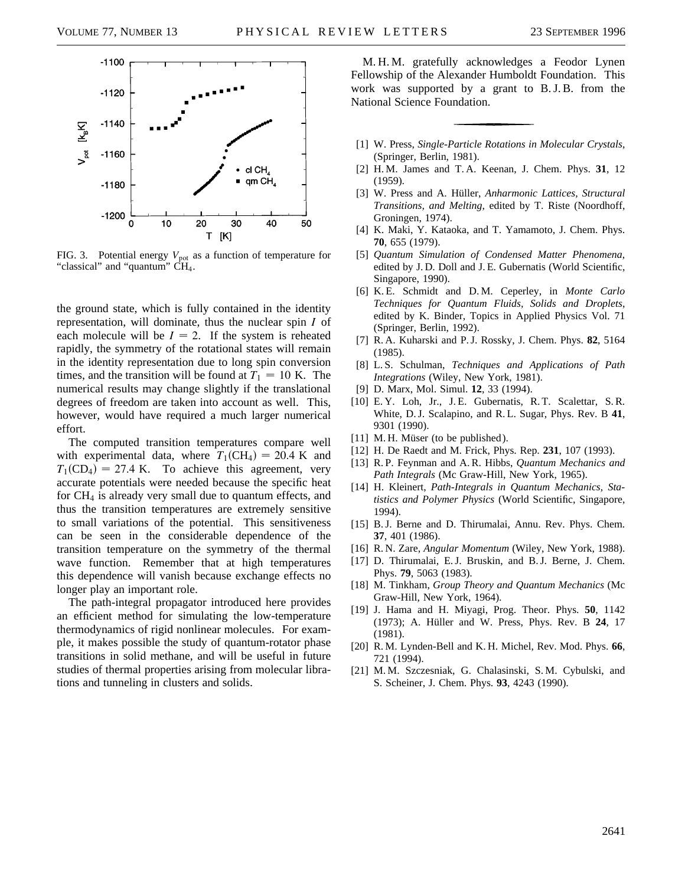-1100
-1120
-1140
-1160
-1180
-1200
$V_{pot}$ [$k_B$K]
0
10
20
30
40
50
T [K]
• cl $CH_4$
▪ qm $CH_4$

FIG. 3. Potential energy $V_{pot}$ as a function of temperature for "classical" and "quantum" $CH_4$.

the ground state, which is fully contained in the identity representation, will dominate, thus the nuclear spin $I$ of each molecule will be $I = 2$. If the system is reheated rapidly, the symmetry of the rotational states will remain in the identity representation due to long spin conversion times, and the transition will be found at $T_1 = 10$ K. The numerical results may change slightly if the translational degrees of freedom are taken into account as well. This, however, would have required a much larger numerical effort.

The computed transition temperatures compare well with experimental data, where $T_1(CH_4) = 20.4$ K and $T_1(CD_4) = 27.4$ K. To achieve this agreement, very accurate potentials were needed because the specific heat for $CH_4$ is already very small due to quantum effects, and thus the transition temperatures are extremely sensitive to small variations of the potential. This sensitiveness can be seen in the considerable dependence of the transition temperature on the symmetry of the thermal wave function. Remember that at high temperatures this dependence will vanish because exchange effects no longer play an important role.

The path-integral propagator introduced here provides an efficient method for simulating the low-temperature thermodynamics of rigid nonlinear molecules. For example, it makes possible the study of quantum-rotator phase transitions in solid methane, and will be useful in future studies of thermal properties arising from molecular librations and tunneling in clusters and solids.

M. H. M. gratefully acknowledges a Feodor Lynen Fellowship of the Alexander Humboldt Foundation. This work was supported by a grant to B. J. B. from the National Science Foundation.

---

[1] W. Press, *Single-Particle Rotations in Molecular Crystals*, (Springer, Berlin, 1981).

[2] H. M. James and T. A. Keenan, J. Chem. Phys. **31**, 12 (1959).

[3] W. Press and A. Hüller, *Anharmonic Lattices, Structural Transitions, and Melting*, edited by T. Riste (Noordhoff, Groningen, 1974).

[4] K. Maki, Y. Kataoka, and T. Yamamoto, J. Chem. Phys. **70**, 655 (1979).

[5] *Quantum Simulation of Condensed Matter Phenomena*, edited by J. D. Doll and J. E. Gubernatis (World Scientific, Singapore, 1990).

[6] K. E. Schmidt and D. M. Ceperley, in *Monte Carlo Techniques for Quantum Fluids, Solids and Droplets*, edited by K. Binder, Topics in Applied Physics Vol. 71 (Springer, Berlin, 1992).

[7] R. A. Kuharski and P. J. Rossky, J. Chem. Phys. **82**, 5164 (1985).

[8] L. S. Schulman, *Techniques and Applications of Path Integrations* (Wiley, New York, 1981).

[9] D. Marx, Mol. Simul. **12**, 33 (1994).

[10] E. Y. Loh, Jr., J. E. Gubernatis, R. T. Scalettar, S. R. White, D. J. Scalapino, and R. L. Sugar, Phys. Rev. B **41**, 9301 (1990).

[11] M. H. Müser (to be published).

[12] H. De Raedt and M. Frick, Phys. Rep. **231**, 107 (1993).

[13] R. P. Feynman and A. R. Hibbs, *Quantum Mechanics and Path Integrals* (Mc Graw-Hill, New York, 1965).

[14] H. Kleinert, *Path-Integrals in Quantum Mechanics, Statistics and Polymer Physics* (World Scientific, Singapore, 1994).

[15] B. J. Berne and D. Thirumalai, Annu. Rev. Phys. Chem. **37**, 401 (1986).

[16] R. N. Zare, *Angular Momentum* (Wiley, New York, 1988).

[17] D. Thirumalai, E. J. Bruskin, and B. J. Berne, J. Chem. Phys. **79**, 5063 (1983).

[18] M. Tinkham, *Group Theory and Quantum Mechanics* (Mc Graw-Hill, New York, 1964).

[19] J. Hama and H. Miyagi, Prog. Theor. Phys. **50**, 1142 (1973); A. Hüller and W. Press, Phys. Rev. B **24**, 17 (1981).

[20] R. M. Lynden-Bell and K. H. Michel, Rev. Mod. Phys. **66**, 721 (1994).

[21] M. M. Szczesniak, G. Chalasinski, S. M. Cybulski, and S. Scheiner, J. Chem. Phys. **93**, 4243 (1990).